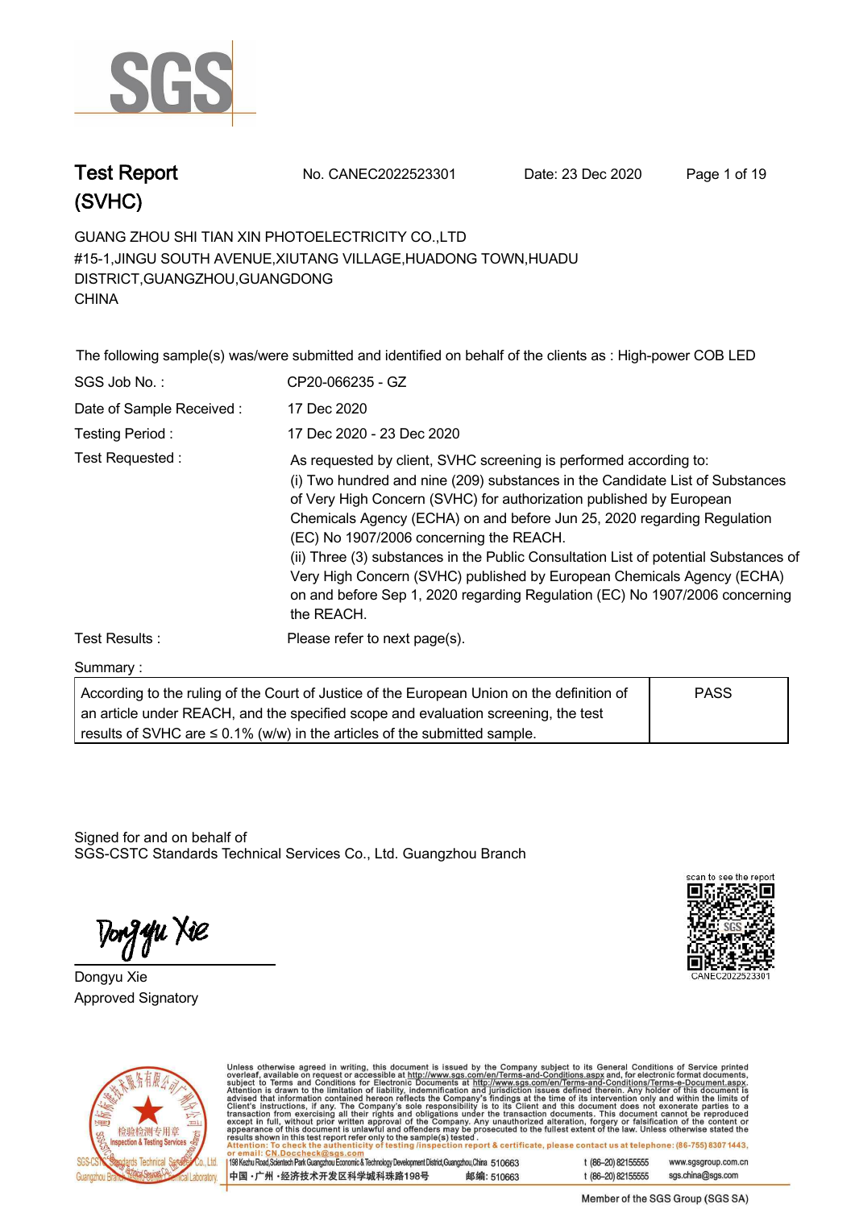# Test Report (SVHC)

No. CANEC2022523301 Date: 23 Dec 2020

GUANG ZHOU SHI TIAN XIN PHOTOELECTRICITY CO.,LTD
#15-1,JINGU SOUTH AVENUE,XIUTANG VILLAGE,HUADONG TOWN,HUADU DISTRICT,GUANGZHOU,GUANGDONG
CHINA

The following sample(s) was/were submitted and identified on behalf of the clients as : High-power COB LED

| | |
|---|---|
| SGS Job No. : | CP20-066235 - GZ |
| Date of Sample Received : | 17 Dec 2020 |
| Testing Period : | 17 Dec 2020 - 23 Dec 2020 |
| Test Requested : | As requested by client, SVHC screening is performed according to: (i) Two hundred and nine (209) substances in the Candidate List of Substances of Very High Concern (SVHC) for authorization published by European Chemicals Agency (ECHA) on and before Jun 25, 2020 regarding Regulation (EC) No 1907/2006 concerning the REACH. (ii) Three (3) substances in the Public Consultation List of potential Substances of Very High Concern (SVHC) published by European Chemicals Agency (ECHA) on and before Sep 1, 2020 regarding Regulation (EC) No 1907/2006 concerning the REACH. |
| Test Results : | Please refer to next page(s). |

Summary :

| | |
|---|---|
| According to the ruling of the Court of Justice of the European Union on the definition of an article under REACH, and the specified scope and evaluation screening, the test results of SVHC are ≤ 0.1% (w/w) in the articles of the submitted sample. | PASS |

Signed for and on behalf of
SGS-CSTC Standards Technical Services Co., Ltd. Guangzhou Branch

Dongyu Xie
Approved Signatory

scan to see the report
CANEC2022523301

Unless otherwise agreed in writing, this document is issued by the Company subject to its General Conditions of Service printed overleaf, available on request or accessible at http://www.sgs.com/en/Terms-and-Conditions.aspx and, for electronic format documents, subject to Terms and Conditions for Electronic Documents at http://www.sgs.com/en/Terms-and-Conditions/Terms-e-Document.aspx. Attention is drawn to the limitation of liability, indemnification and jurisdiction issues defined therein. Any holder of this document is advised that information contained hereon reflects the Company's findings at the time of its intervention only and within the limits of Client's instructions, if any. The Company's sole responsibility is to its Client and this document does not exonerate parties to a transaction from exercising all their rights and obligations under the transaction documents. This document cannot be reproduced except in full, without prior written approval of the Company. Any unauthorized alteration, forgery or falsification of the content or appearance of this document is unlawful and offenders may be prosecuted to the fullest extent of the law. Unless otherwise stated the results shown in this test report refer only to the sample(s) tested.
Attention: To check the authenticity of testing /inspection report & certificate, please contact us at telephone: (86-755) 8307 1443, or email: CN.Doccheck@sgs.com

198 Kezhu Road,Scientech Park Guangzhou Economic & Technology Development District,Guangzhou,China 510663 t (86-20) 82155555 www.sgsgroup.com.cn
中国·广州·经济技术开发区科学城科珠路198号 邮编: 510663 t (86-20) 82155555 sgs.china@sgs.com

Member of the SGS Group (SGS SA)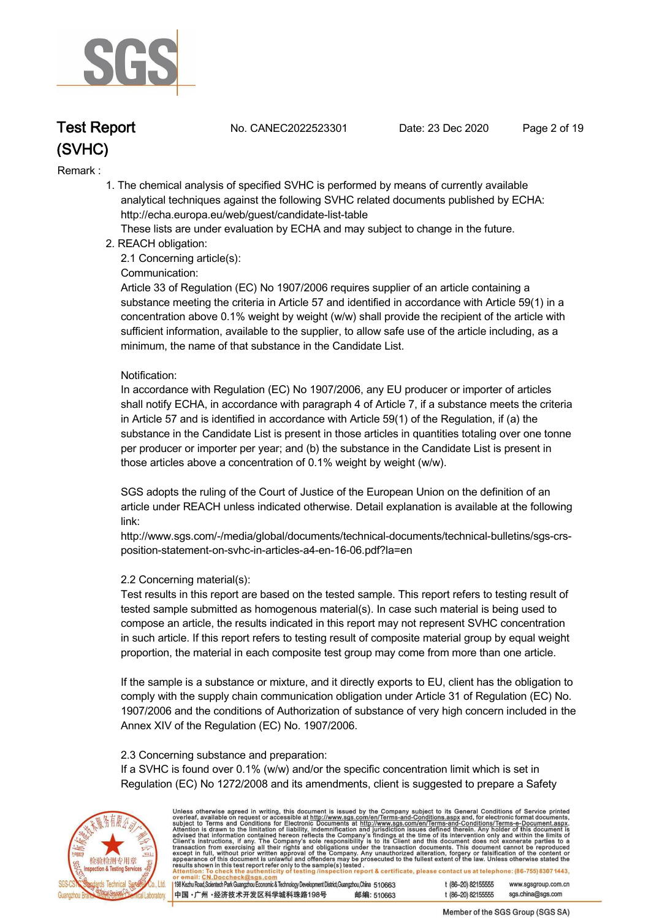Remark :

1. The chemical analysis of specified SVHC is performed by means of currently available analytical techniques against the following SVHC related documents published by ECHA: http://echa.europa.eu/web/guest/candidate-list-table
   These lists are under evaluation by ECHA and may subject to change in the future.
2. REACH obligation:
   2.1 Concerning article(s):
   Communication:
   Article 33 of Regulation (EC) No 1907/2006 requires supplier of an article containing a substance meeting the criteria in Article 57 and identified in accordance with Article 59(1) in a concentration above 0.1% weight by weight (w/w) shall provide the recipient of the article with sufficient information, available to the supplier, to allow safe use of the article including, as a minimum, the name of that substance in the Candidate List.

   Notification:
   In accordance with Regulation (EC) No 1907/2006, any EU producer or importer of articles shall notify ECHA, in accordance with paragraph 4 of Article 7, if a substance meets the criteria in Article 57 and is identified in accordance with Article 59(1) of the Regulation, if (a) the substance in the Candidate List is present in those articles in quantities totaling over one tonne per producer or importer per year; and (b) the substance in the Candidate List is present in those articles above a concentration of 0.1% weight by weight (w/w).

   SGS adopts the ruling of the Court of Justice of the European Union on the definition of an article under REACH unless indicated otherwise. Detail explanation is available at the following link:
   http://www.sgs.com/-/media/global/documents/technical-documents/technical-bulletins/sgs-crs-position-statement-on-svhc-in-articles-a4-en-16-06.pdf?la=en

   2.2 Concerning material(s):
   Test results in this report are based on the tested sample. This report refers to testing result of tested sample submitted as homogenous material(s). In case such material is being used to compose an article, the results indicated in this report may not represent SVHC concentration in such article. If this report refers to testing result of composite material group by equal weight proportion, the material in each composite test group may come from more than one article.

   If the sample is a substance or mixture, and it directly exports to EU, client has the obligation to comply with the supply chain communication obligation under Article 31 of Regulation (EC) No. 1907/2006 and the conditions of Authorization of substance of very high concern included in the Annex XIV of the Regulation (EC) No. 1907/2006.

   2.3 Concerning substance and preparation:
   If a SVHC is found over 0.1% (w/w) and/or the specific concentration limit which is set in Regulation (EC) No 1272/2008 and its amendments, client is suggested to prepare a Safety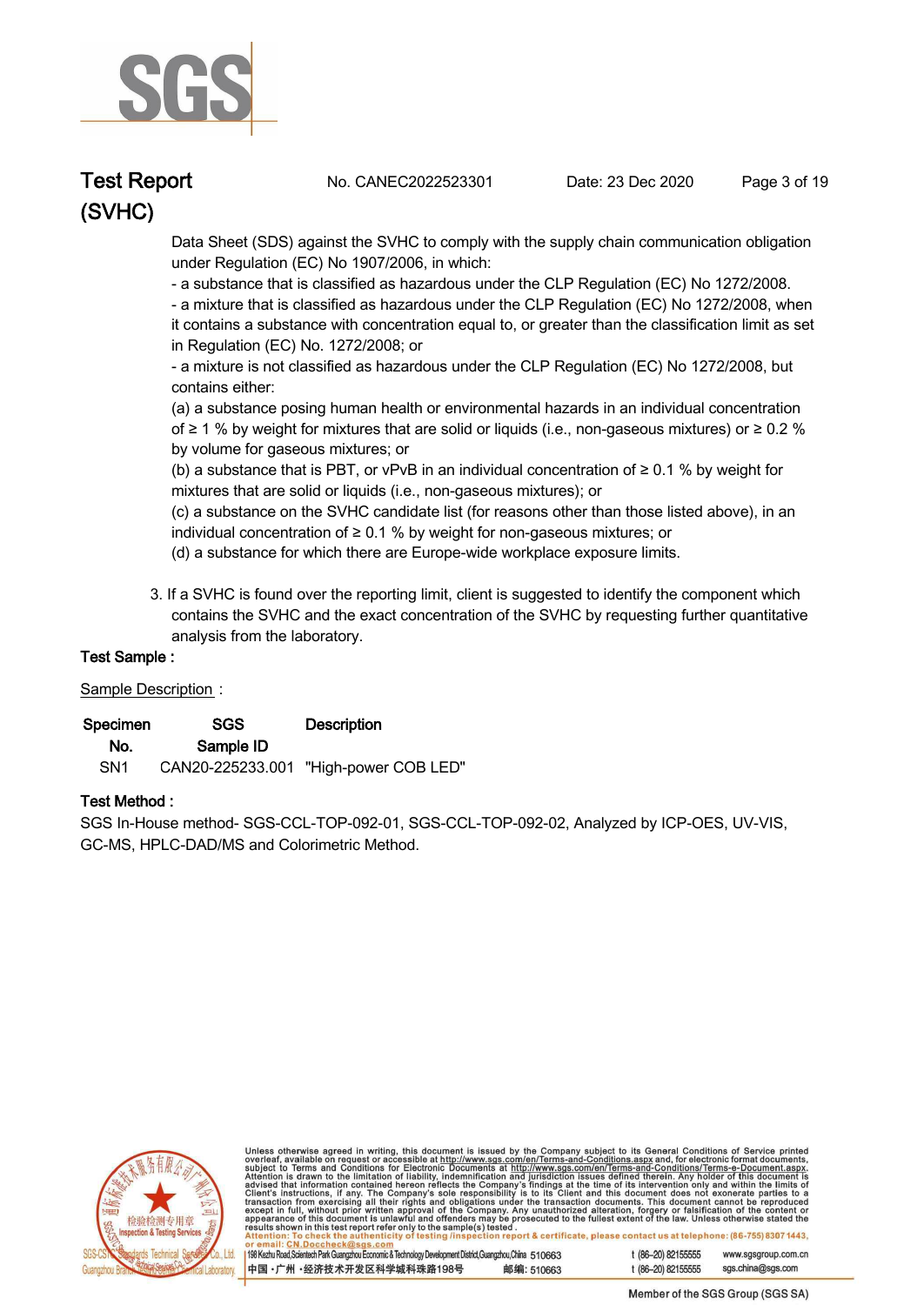Data Sheet (SDS) against the SVHC to comply with the supply chain communication obligation under Regulation (EC) No 1907/2006, in which:

- a substance that is classified as hazardous under the CLP Regulation (EC) No 1272/2008.
- a mixture that is classified as hazardous under the CLP Regulation (EC) No 1272/2008, when it contains a substance with concentration equal to, or greater than the classification limit as set in Regulation (EC) No. 1272/2008; or
- a mixture is not classified as hazardous under the CLP Regulation (EC) No 1272/2008, but contains either:

(a) a substance posing human health or environmental hazards in an individual concentration of ≥ 1 % by weight for mixtures that are solid or liquids (i.e., non-gaseous mixtures) or ≥ 0.2 % by volume for gaseous mixtures; or

(b) a substance that is PBT, or vPvB in an individual concentration of ≥ 0.1 % by weight for mixtures that are solid or liquids (i.e., non-gaseous mixtures); or

(c) a substance on the SVHC candidate list (for reasons other than those listed above), in an individual concentration of ≥ 0.1 % by weight for non-gaseous mixtures; or

(d) a substance for which there are Europe-wide workplace exposure limits.

3. If a SVHC is found over the reporting limit, client is suggested to identify the component which contains the SVHC and the exact concentration of the SVHC by requesting further quantitative analysis from the laboratory.

**Test Sample :**

Sample Description :

| Specimen No. | SGS Sample ID | Description |
|---|---|---|
| SN1 | CAN20-225233.001 | "High-power COB LED" |

**Test Method :**

SGS In-House method- SGS-CCL-TOP-092-01, SGS-CCL-TOP-092-02, Analyzed by ICP-OES, UV-VIS, GC-MS, HPLC-DAD/MS and Colorimetric Method.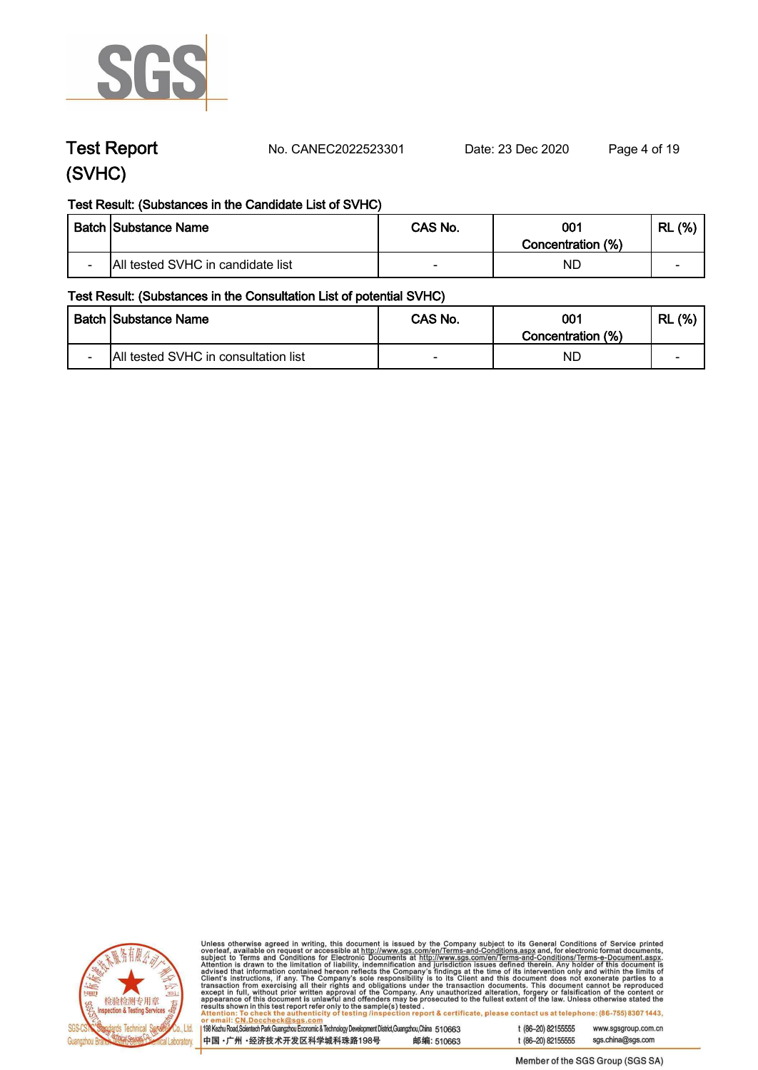# Test Report (SVHC)

No. CANEC2022523301 Date: 23 Dec 2020

Test Result: (Substances in the Candidate List of SVHC)

| Batch | Substance Name | CAS No. | 001 Concentration (%) | RL (%) |
|---|---|---|---|---|
| - | All tested SVHC in candidate list | - | ND | - |

Test Result: (Substances in the Consultation List of potential SVHC)

| Batch | Substance Name | CAS No. | 001 Concentration (%) | RL (%) |
|---|---|---|---|---|
| - | All tested SVHC in consultation list | - | ND | - |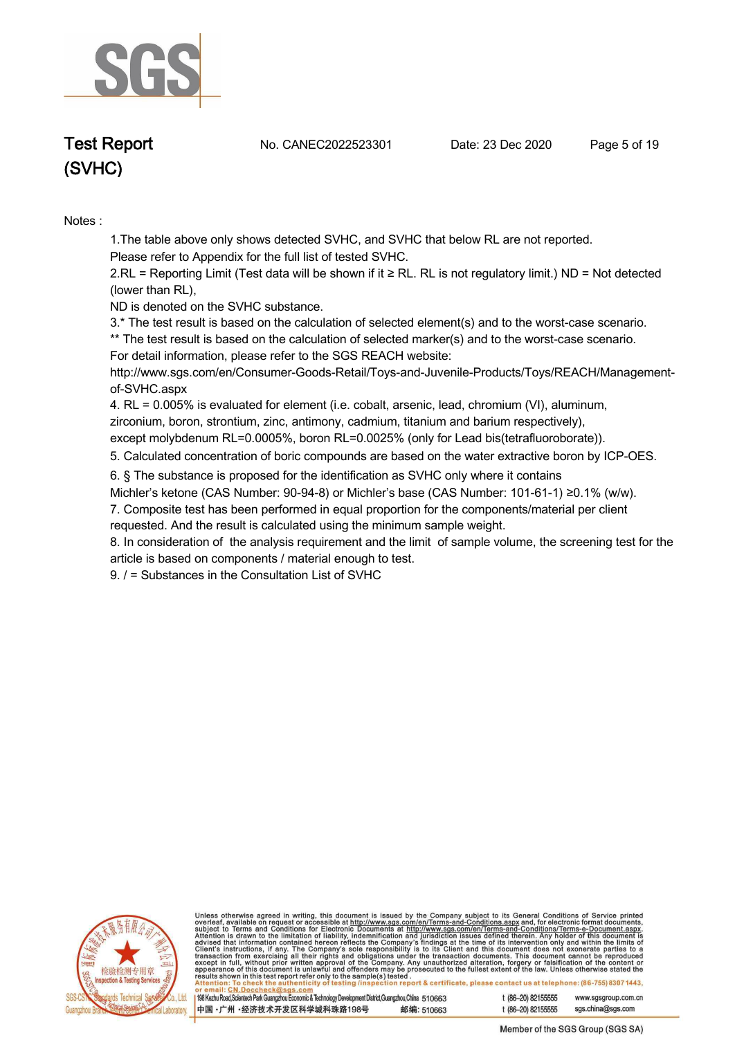Notes :

1.The table above only shows detected SVHC, and SVHC that below RL are not reported. Please refer to Appendix for the full list of tested SVHC.

2.RL = Reporting Limit (Test data will be shown if it ≥ RL. RL is not regulatory limit.) ND = Not detected (lower than RL),
ND is denoted on the SVHC substance.

3.* The test result is based on the calculation of selected element(s) and to the worst-case scenario.
** The test result is based on the calculation of selected marker(s) and to the worst-case scenario.
For detail information, please refer to the SGS REACH website:
http://www.sgs.com/en/Consumer-Goods-Retail/Toys-and-Juvenile-Products/Toys/REACH/Management-of-SVHC.aspx

4. RL = 0.005% is evaluated for element (i.e. cobalt, arsenic, lead, chromium (VI), aluminum, zirconium, boron, strontium, zinc, antimony, cadmium, titanium and barium respectively), except molybdenum RL=0.0005%, boron RL=0.0025% (only for Lead bis(tetrafluoroborate)).

5. Calculated concentration of boric compounds are based on the water extractive boron by ICP-OES.

6. § The substance is proposed for the identification as SVHC only where it contains Michler's ketone (CAS Number: 90-94-8) or Michler's base (CAS Number: 101-61-1) ≥0.1% (w/w).

7. Composite test has been performed in equal proportion for the components/material per client requested. And the result is calculated using the minimum sample weight.

8. In consideration of the analysis requirement and the limit of sample volume, the screening test for the article is based on components / material enough to test.

9. / = Substances in the Consultation List of SVHC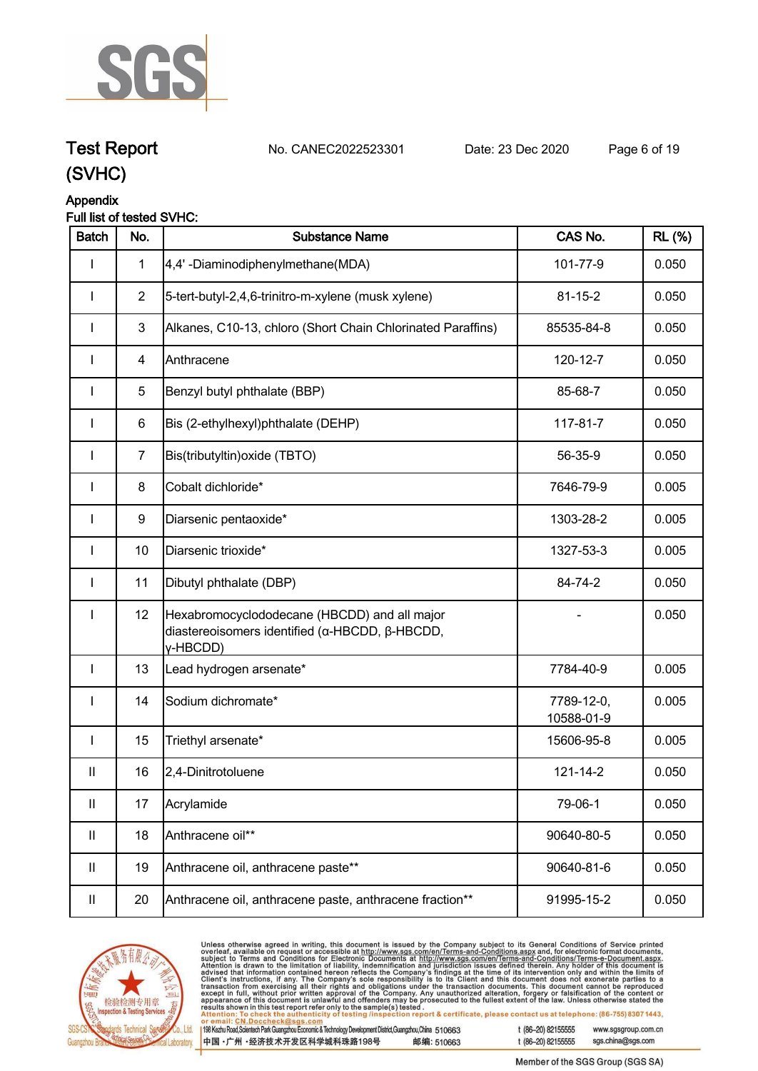Appendix

Full list of tested SVHC:

| Batch | No. | Substance Name | CAS No. | RL (%) |
|---|---|---|---|---|
| I | 1 | 4,4' -Diaminodiphenylmethane(MDA) | 101-77-9 | 0.050 |
| I | 2 | 5-tert-butyl-2,4,6-trinitro-m-xylene (musk xylene) | 81-15-2 | 0.050 |
| I | 3 | Alkanes, C10-13, chloro (Short Chain Chlorinated Paraffins) | 85535-84-8 | 0.050 |
| I | 4 | Anthracene | 120-12-7 | 0.050 |
| I | 5 | Benzyl butyl phthalate (BBP) | 85-68-7 | 0.050 |
| I | 6 | Bis (2-ethylhexyl)phthalate (DEHP) | 117-81-7 | 0.050 |
| I | 7 | Bis(tributyltin)oxide (TBTO) | 56-35-9 | 0.050 |
| I | 8 | Cobalt dichloride* | 7646-79-9 | 0.005 |
| I | 9 | Diarsenic pentaoxide* | 1303-28-2 | 0.005 |
| I | 10 | Diarsenic trioxide* | 1327-53-3 | 0.005 |
| I | 11 | Dibutyl phthalate (DBP) | 84-74-2 | 0.050 |
| I | 12 | Hexabromocyclododecane (HBCDD) and all major diastereoisomers identified (α-HBCDD, β-HBCDD, γ-HBCDD) | - | 0.050 |
| I | 13 | Lead hydrogen arsenate* | 7784-40-9 | 0.005 |
| I | 14 | Sodium dichromate* | 7789-12-0, 10588-01-9 | 0.005 |
| I | 15 | Triethyl arsenate* | 15606-95-8 | 0.005 |
| II | 16 | 2,4-Dinitrotoluene | 121-14-2 | 0.050 |
| II | 17 | Acrylamide | 79-06-1 | 0.050 |
| II | 18 | Anthracene oil** | 90640-80-5 | 0.050 |
| II | 19 | Anthracene oil, anthracene paste** | 90640-81-6 | 0.050 |
| II | 20 | Anthracene oil, anthracene paste, anthracene fraction** | 91995-15-2 | 0.050 |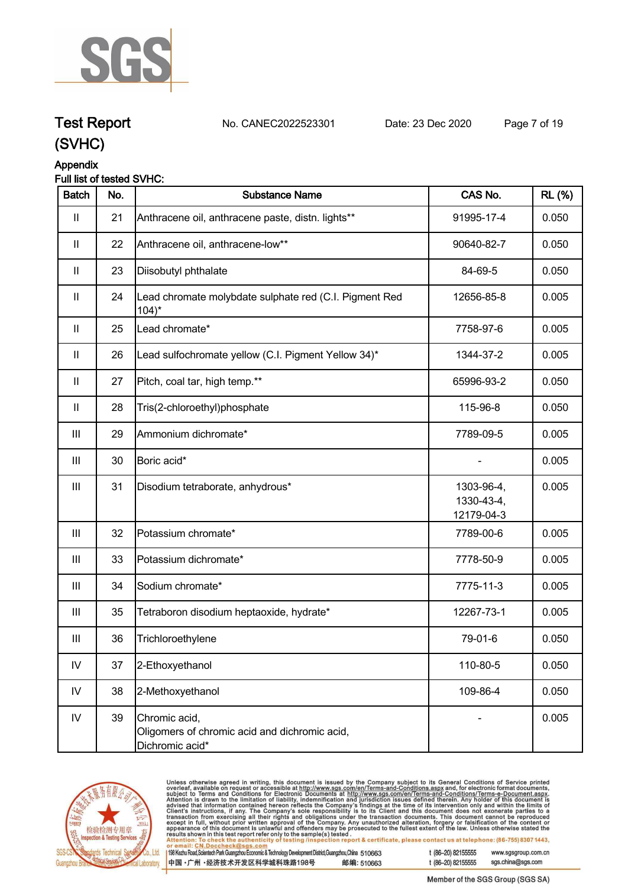## Test Report (SVHC)

No. CANEC2022523301　　Date: 23 Dec 2020

### Appendix

**Full list of tested SVHC:**

| Batch | No. | Substance Name | CAS No. | RL (%) |
|---|---|---|---|---|
| II | 21 | Anthracene oil, anthracene paste, distn. lights** | 91995-17-4 | 0.050 |
| II | 22 | Anthracene oil, anthracene-low** | 90640-82-7 | 0.050 |
| II | 23 | Diisobutyl phthalate | 84-69-5 | 0.050 |
| II | 24 | Lead chromate molybdate sulphate red (C.I. Pigment Red 104)* | 12656-85-8 | 0.005 |
| II | 25 | Lead chromate* | 7758-97-6 | 0.005 |
| II | 26 | Lead sulfochromate yellow (C.I. Pigment Yellow 34)* | 1344-37-2 | 0.005 |
| II | 27 | Pitch, coal tar, high temp.** | 65996-93-2 | 0.050 |
| II | 28 | Tris(2-chloroethyl)phosphate | 115-96-8 | 0.050 |
| III | 29 | Ammonium dichromate* | 7789-09-5 | 0.005 |
| III | 30 | Boric acid* | - | 0.005 |
| III | 31 | Disodium tetraborate, anhydrous* | 1303-96-4, 1330-43-4, 12179-04-3 | 0.005 |
| III | 32 | Potassium chromate* | 7789-00-6 | 0.005 |
| III | 33 | Potassium dichromate* | 7778-50-9 | 0.005 |
| III | 34 | Sodium chromate* | 7775-11-3 | 0.005 |
| III | 35 | Tetraboron disodium heptaoxide, hydrate* | 12267-73-1 | 0.005 |
| III | 36 | Trichloroethylene | 79-01-6 | 0.050 |
| IV | 37 | 2-Ethoxyethanol | 110-80-5 | 0.050 |
| IV | 38 | 2-Methoxyethanol | 109-86-4 | 0.050 |
| IV | 39 | Chromic acid, Oligomers of chromic acid and dichromic acid, Dichromic acid* | - | 0.005 |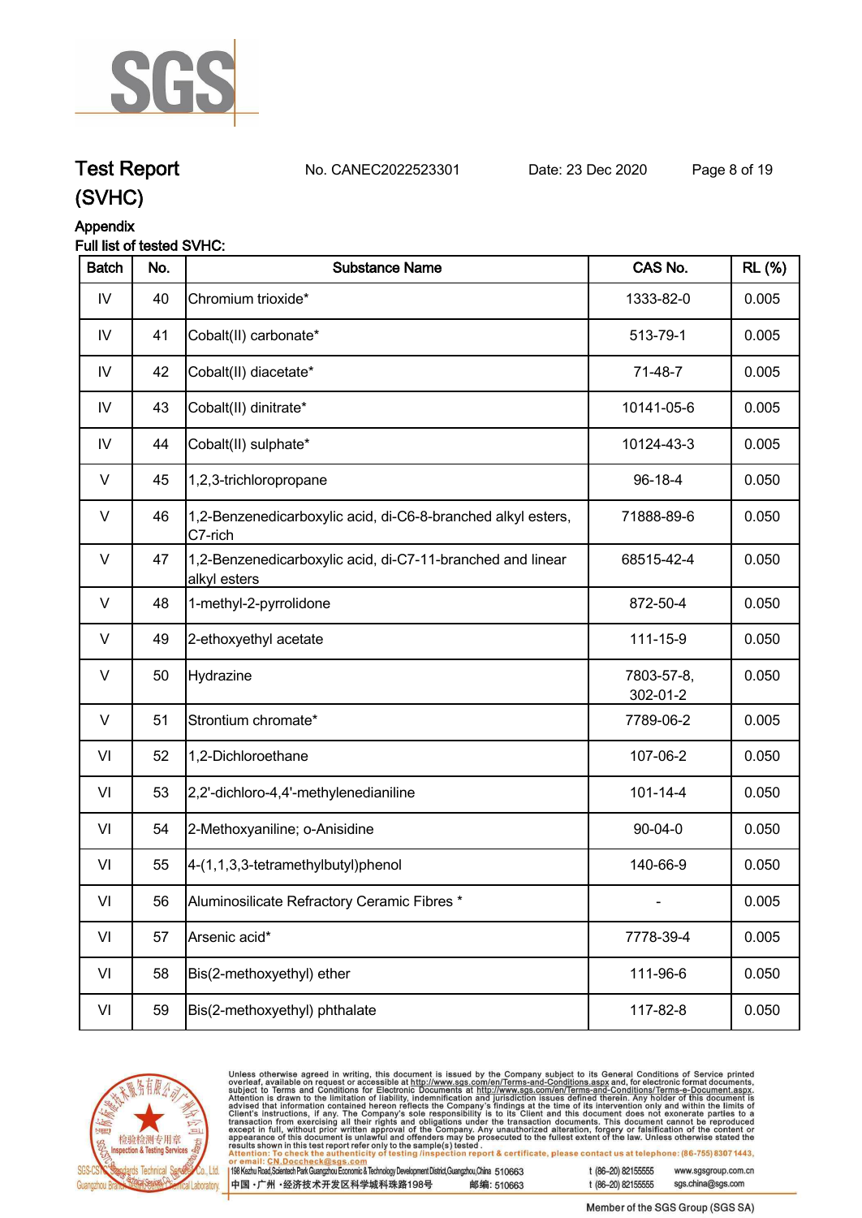## Test Report (SVHC)

No. CANEC2022523301 Date: 23 Dec 2020

### Appendix

Full list of tested SVHC:

| Batch | No. | Substance Name | CAS No. | RL (%) |
|---|---|---|---|---|
| IV | 40 | Chromium trioxide* | 1333-82-0 | 0.005 |
| IV | 41 | Cobalt(II) carbonate* | 513-79-1 | 0.005 |
| IV | 42 | Cobalt(II) diacetate* | 71-48-7 | 0.005 |
| IV | 43 | Cobalt(II) dinitrate* | 10141-05-6 | 0.005 |
| IV | 44 | Cobalt(II) sulphate* | 10124-43-3 | 0.005 |
| V | 45 | 1,2,3-trichloropropane | 96-18-4 | 0.050 |
| V | 46 | 1,2-Benzenedicarboxylic acid, di-C6-8-branched alkyl esters, C7-rich | 71888-89-6 | 0.050 |
| V | 47 | 1,2-Benzenedicarboxylic acid, di-C7-11-branched and linear alkyl esters | 68515-42-4 | 0.050 |
| V | 48 | 1-methyl-2-pyrrolidone | 872-50-4 | 0.050 |
| V | 49 | 2-ethoxyethyl acetate | 111-15-9 | 0.050 |
| V | 50 | Hydrazine | 7803-57-8, 302-01-2 | 0.050 |
| V | 51 | Strontium chromate* | 7789-06-2 | 0.005 |
| VI | 52 | 1,2-Dichloroethane | 107-06-2 | 0.050 |
| VI | 53 | 2,2'-dichloro-4,4'-methylenedianiline | 101-14-4 | 0.050 |
| VI | 54 | 2-Methoxyaniline; o-Anisidine | 90-04-0 | 0.050 |
| VI | 55 | 4-(1,1,3,3-tetramethylbutyl)phenol | 140-66-9 | 0.050 |
| VI | 56 | Aluminosilicate Refractory Ceramic Fibres * | - | 0.005 |
| VI | 57 | Arsenic acid* | 7778-39-4 | 0.005 |
| VI | 58 | Bis(2-methoxyethyl) ether | 111-96-6 | 0.050 |
| VI | 59 | Bis(2-methoxyethyl) phthalate | 117-82-8 | 0.050 |

Unless otherwise agreed in writing, this document is issued by the Company subject to its General Conditions of Service printed overleaf, available on request or accessible at http://www.sgs.com/en/Terms-and-Conditions.aspx and, for electronic format documents, subject to Terms and Conditions for Electronic Documents at http://www.sgs.com/en/Terms-and-Conditions/Terms-e-Document.aspx. Attention is drawn to the limitation of liability, indemnification and jurisdiction issues defined therein. Any holder of this document is advised that information contained hereon reflects the Company's findings at the time of its intervention only and within the limits of Client's instructions, if any. The Company's sole responsibility is to its Client and this document does not exonerate parties to a transaction from exercising all their rights and obligations under the transaction documents. This document cannot be reproduced except in full, without prior written approval of the Company. Any unauthorized alteration, forgery or falsification of the content or appearance of this document is unlawful and offenders may be prosecuted to the fullest extent of the law. Unless otherwise stated the results shown in this test report refer only to the sample(s) tested.

Attention: To check the authenticity of testing /inspection report & certificate, please contact us at telephone: (86-755) 8307 1443, or email: CN.Doccheck@sgs.com

198 Kezhu Road,Scientech Park Guangzhou Economic & Technology Development District,Guangzhou,China 510663 t (86-20) 82155555 www.sgsgroup.com.cn
中国・广州・经济技术开发区科学城科珠路198号 邮编: 510663 t (86-20) 82155555 sgs.china@sgs.com

Member of the SGS Group (SGS SA)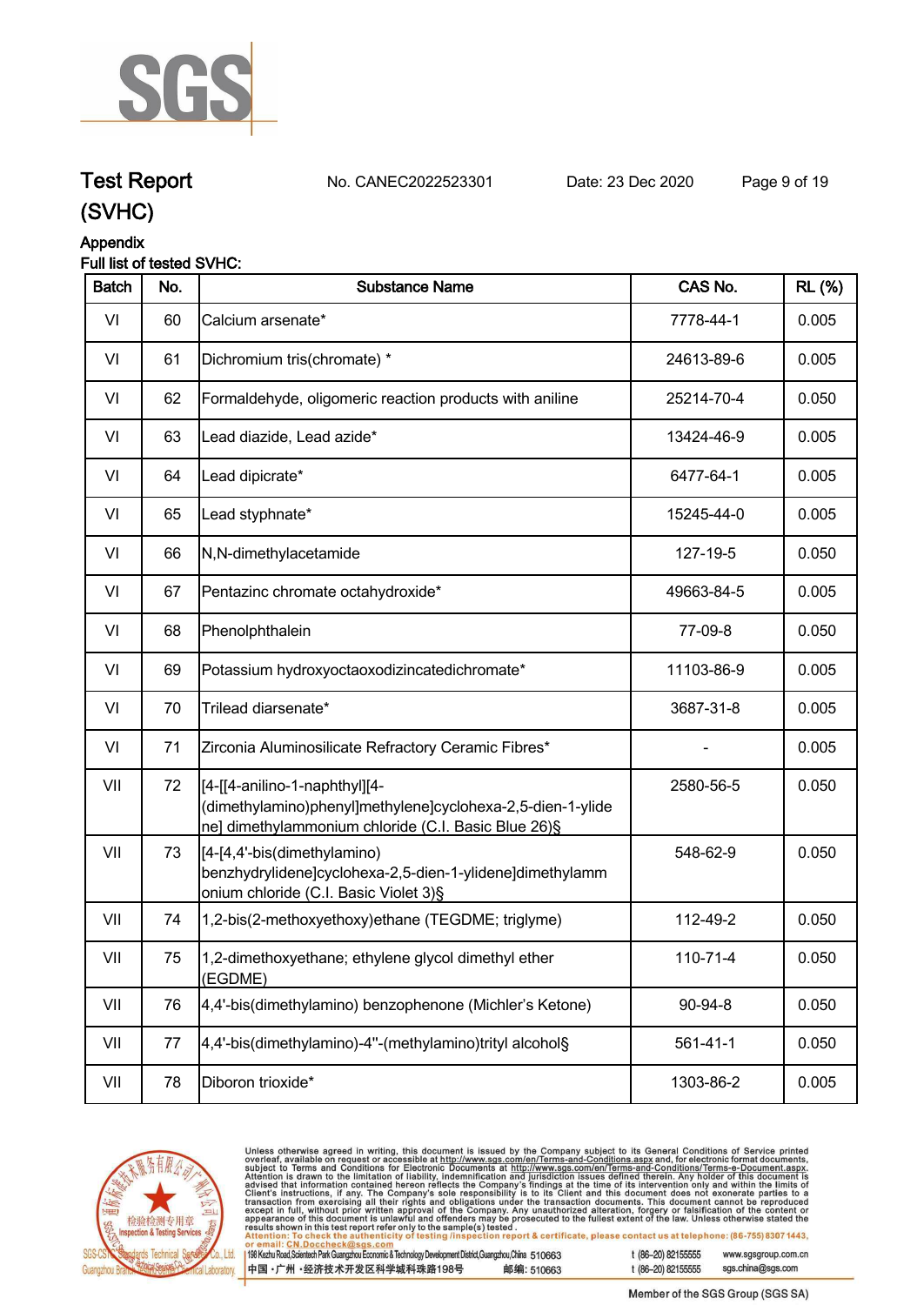# Test Report (SVHC)

No. CANEC2022523301 Date: 23 Dec 2020

## Appendix

Full list of tested SVHC:

| Batch | No. | Substance Name | CAS No. | RL (%) |
|---|---|---|---|---|
| VI | 60 | Calcium arsenate* | 7778-44-1 | 0.005 |
| VI | 61 | Dichromium tris(chromate) * | 24613-89-6 | 0.005 |
| VI | 62 | Formaldehyde, oligomeric reaction products with aniline | 25214-70-4 | 0.050 |
| VI | 63 | Lead diazide, Lead azide* | 13424-46-9 | 0.005 |
| VI | 64 | Lead dipicrate* | 6477-64-1 | 0.005 |
| VI | 65 | Lead styphnate* | 15245-44-0 | 0.005 |
| VI | 66 | N,N-dimethylacetamide | 127-19-5 | 0.050 |
| VI | 67 | Pentazinc chromate octahydroxide* | 49663-84-5 | 0.005 |
| VI | 68 | Phenolphthalein | 77-09-8 | 0.050 |
| VI | 69 | Potassium hydroxyoctaoxodizincatedichromate* | 11103-86-9 | 0.005 |
| VI | 70 | Trilead diarsenate* | 3687-31-8 | 0.005 |
| VI | 71 | Zirconia Aluminosilicate Refractory Ceramic Fibres* | - | 0.005 |
| VII | 72 | [4-[[4-anilino-1-naphthyl][4-(dimethylamino)phenyl]methylene]cyclohexa-2,5-dien-1-ylidene] dimethylammonium chloride (C.I. Basic Blue 26)§ | 2580-56-5 | 0.050 |
| VII | 73 | [4-[4,4'-bis(dimethylamino) benzhydrylidene]cyclohexa-2,5-dien-1-ylidene]dimethylammonium chloride (C.I. Basic Violet 3)§ | 548-62-9 | 0.050 |
| VII | 74 | 1,2-bis(2-methoxyethoxy)ethane (TEGDME; triglyme) | 112-49-2 | 0.050 |
| VII | 75 | 1,2-dimethoxyethane; ethylene glycol dimethyl ether (EGDME) | 110-71-4 | 0.050 |
| VII | 76 | 4,4'-bis(dimethylamino) benzophenone (Michler's Ketone) | 90-94-8 | 0.050 |
| VII | 77 | 4,4'-bis(dimethylamino)-4''-(methylamino)trityl alcohol§ | 561-41-1 | 0.050 |
| VII | 78 | Diboron trioxide* | 1303-86-2 | 0.005 |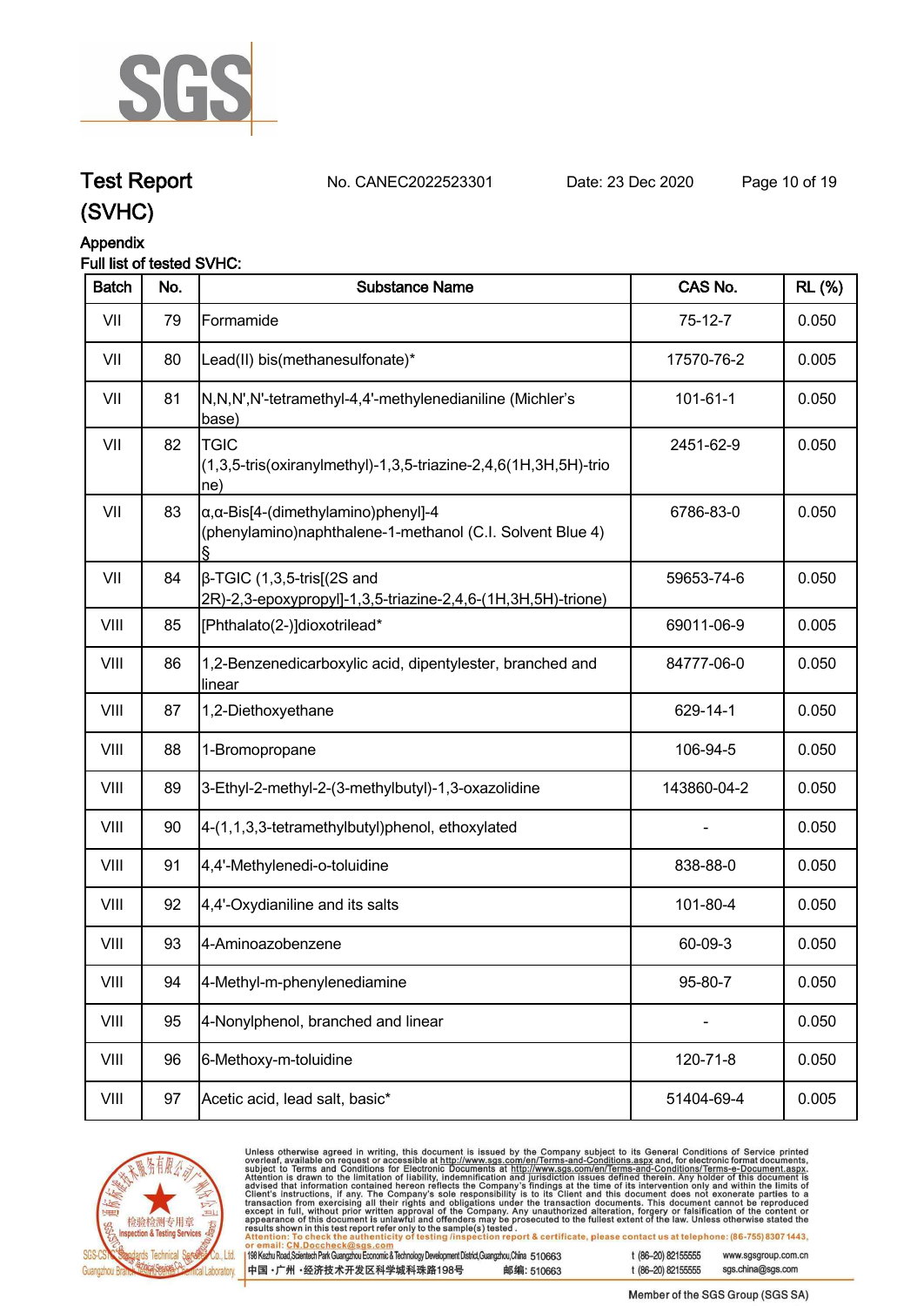# Test Report (SVHC)

No. CANEC2022523301 Date: 23 Dec 2020

## Appendix

Full list of tested SVHC:

| Batch | No. | Substance Name | CAS No. | RL (%) |
|---|---|---|---|---|
| VII | 79 | Formamide | 75-12-7 | 0.050 |
| VII | 80 | Lead(II) bis(methanesulfonate)* | 17570-76-2 | 0.005 |
| VII | 81 | N,N,N',N'-tetramethyl-4,4'-methylenedianiline (Michler's base) | 101-61-1 | 0.050 |
| VII | 82 | TGIC (1,3,5-tris(oxiranylmethyl)-1,3,5-triazine-2,4,6(1H,3H,5H)-trione) | 2451-62-9 | 0.050 |
| VII | 83 | α,α-Bis[4-(dimethylamino)phenyl]-4 (phenylamino)naphthalene-1-methanol (C.I. Solvent Blue 4) § | 6786-83-0 | 0.050 |
| VII | 84 | β-TGIC (1,3,5-tris[(2S and 2R)-2,3-epoxypropyl]-1,3,5-triazine-2,4,6-(1H,3H,5H)-trione) | 59653-74-6 | 0.050 |
| VIII | 85 | [Phthalato(2-)]dioxotrilead* | 69011-06-9 | 0.005 |
| VIII | 86 | 1,2-Benzenedicarboxylic acid, dipentylester, branched and linear | 84777-06-0 | 0.050 |
| VIII | 87 | 1,2-Diethoxyethane | 629-14-1 | 0.050 |
| VIII | 88 | 1-Bromopropane | 106-94-5 | 0.050 |
| VIII | 89 | 3-Ethyl-2-methyl-2-(3-methylbutyl)-1,3-oxazolidine | 143860-04-2 | 0.050 |
| VIII | 90 | 4-(1,1,3,3-tetramethylbutyl)phenol, ethoxylated | - | 0.050 |
| VIII | 91 | 4,4'-Methylenedi-o-toluidine | 838-88-0 | 0.050 |
| VIII | 92 | 4,4'-Oxydianiline and its salts | 101-80-4 | 0.050 |
| VIII | 93 | 4-Aminoazobenzene | 60-09-3 | 0.050 |
| VIII | 94 | 4-Methyl-m-phenylenediamine | 95-80-7 | 0.050 |
| VIII | 95 | 4-Nonylphenol, branched and linear | - | 0.050 |
| VIII | 96 | 6-Methoxy-m-toluidine | 120-71-8 | 0.050 |
| VIII | 97 | Acetic acid, lead salt, basic* | 51404-69-4 | 0.005 |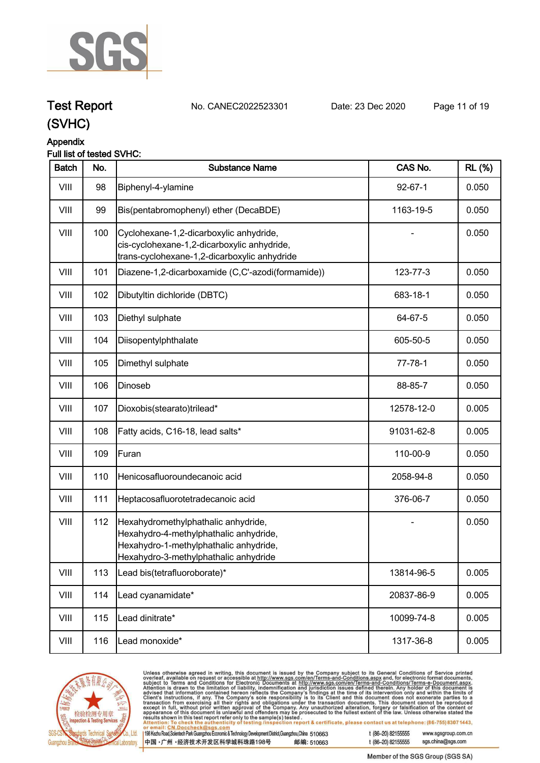# Test Report (SVHC)

No. CANEC2022523301　　Date: 23 Dec 2020

## Appendix

Full list of tested SVHC:

| Batch | No. | Substance Name | CAS No. | RL (%) |
|---|---|---|---|---|
| VIII | 98 | Biphenyl-4-ylamine | 92-67-1 | 0.050 |
| VIII | 99 | Bis(pentabromophenyl) ether (DecaBDE) | 1163-19-5 | 0.050 |
| VIII | 100 | Cyclohexane-1,2-dicarboxylic anhydride, cis-cyclohexane-1,2-dicarboxylic anhydride, trans-cyclohexane-1,2-dicarboxylic anhydride | - | 0.050 |
| VIII | 101 | Diazene-1,2-dicarboxamide (C,C'-azodi(formamide)) | 123-77-3 | 0.050 |
| VIII | 102 | Dibutyltin dichloride (DBTC) | 683-18-1 | 0.050 |
| VIII | 103 | Diethyl sulphate | 64-67-5 | 0.050 |
| VIII | 104 | Diisopentylphthalate | 605-50-5 | 0.050 |
| VIII | 105 | Dimethyl sulphate | 77-78-1 | 0.050 |
| VIII | 106 | Dinoseb | 88-85-7 | 0.050 |
| VIII | 107 | Dioxobis(stearato)trilead* | 12578-12-0 | 0.005 |
| VIII | 108 | Fatty acids, C16-18, lead salts* | 91031-62-8 | 0.005 |
| VIII | 109 | Furan | 110-00-9 | 0.050 |
| VIII | 110 | Henicosafluoroundecanoic acid | 2058-94-8 | 0.050 |
| VIII | 111 | Heptacosafluorotetradecanoic acid | 376-06-7 | 0.050 |
| VIII | 112 | Hexahydromethylphathalic anhydride, Hexahydro-4-methylphathalic anhydride, Hexahydro-1-methylphathalic anhydride, Hexahydro-3-methylphathalic anhydride | - | 0.050 |
| VIII | 113 | Lead bis(tetrafluoroborate)* | 13814-96-5 | 0.005 |
| VIII | 114 | Lead cyanamidate* | 20837-86-9 | 0.005 |
| VIII | 115 | Lead dinitrate* | 10099-74-8 | 0.005 |
| VIII | 116 | Lead monoxide* | 1317-36-8 | 0.005 |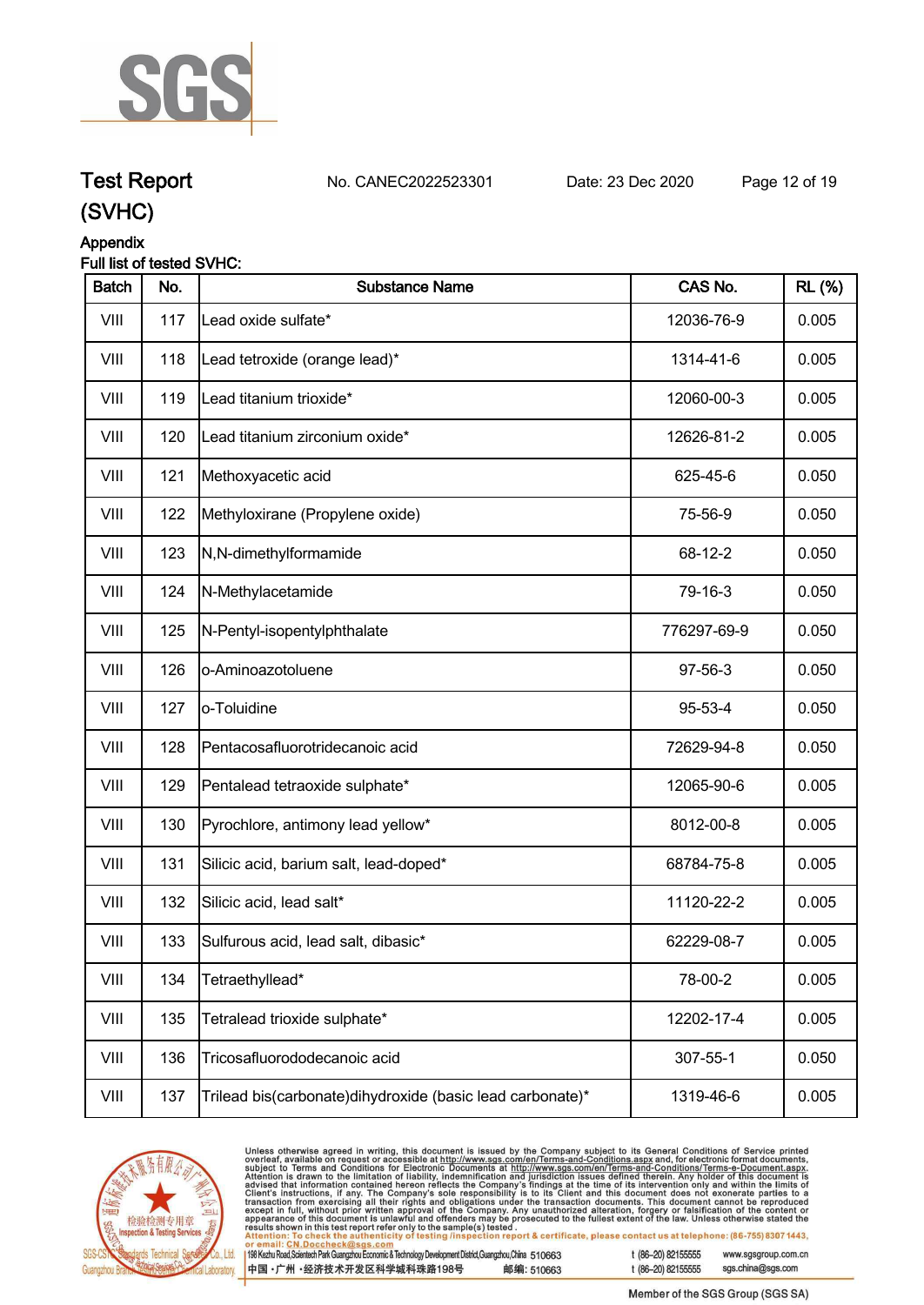## Appendix

Full list of tested SVHC:

| Batch | No. | Substance Name | CAS No. | RL (%) |
|---|---|---|---|---|
| VIII | 117 | Lead oxide sulfate* | 12036-76-9 | 0.005 |
| VIII | 118 | Lead tetroxide (orange lead)* | 1314-41-6 | 0.005 |
| VIII | 119 | Lead titanium trioxide* | 12060-00-3 | 0.005 |
| VIII | 120 | Lead titanium zirconium oxide* | 12626-81-2 | 0.005 |
| VIII | 121 | Methoxyacetic acid | 625-45-6 | 0.050 |
| VIII | 122 | Methyloxirane (Propylene oxide) | 75-56-9 | 0.050 |
| VIII | 123 | N,N-dimethylformamide | 68-12-2 | 0.050 |
| VIII | 124 | N-Methylacetamide | 79-16-3 | 0.050 |
| VIII | 125 | N-Pentyl-isopentylphthalate | 776297-69-9 | 0.050 |
| VIII | 126 | o-Aminoazotoluene | 97-56-3 | 0.050 |
| VIII | 127 | o-Toluidine | 95-53-4 | 0.050 |
| VIII | 128 | Pentacosafluorotridecanoic acid | 72629-94-8 | 0.050 |
| VIII | 129 | Pentalead tetraoxide sulphate* | 12065-90-6 | 0.005 |
| VIII | 130 | Pyrochlore, antimony lead yellow* | 8012-00-8 | 0.005 |
| VIII | 131 | Silicic acid, barium salt, lead-doped* | 68784-75-8 | 0.005 |
| VIII | 132 | Silicic acid, lead salt* | 11120-22-2 | 0.005 |
| VIII | 133 | Sulfurous acid, lead salt, dibasic* | 62229-08-7 | 0.005 |
| VIII | 134 | Tetraethyllead* | 78-00-2 | 0.005 |
| VIII | 135 | Tetralead trioxide sulphate* | 12202-17-4 | 0.005 |
| VIII | 136 | Tricosafluorododecanoic acid | 307-55-1 | 0.050 |
| VIII | 137 | Trilead bis(carbonate)dihydroxide (basic lead carbonate)* | 1319-46-6 | 0.005 |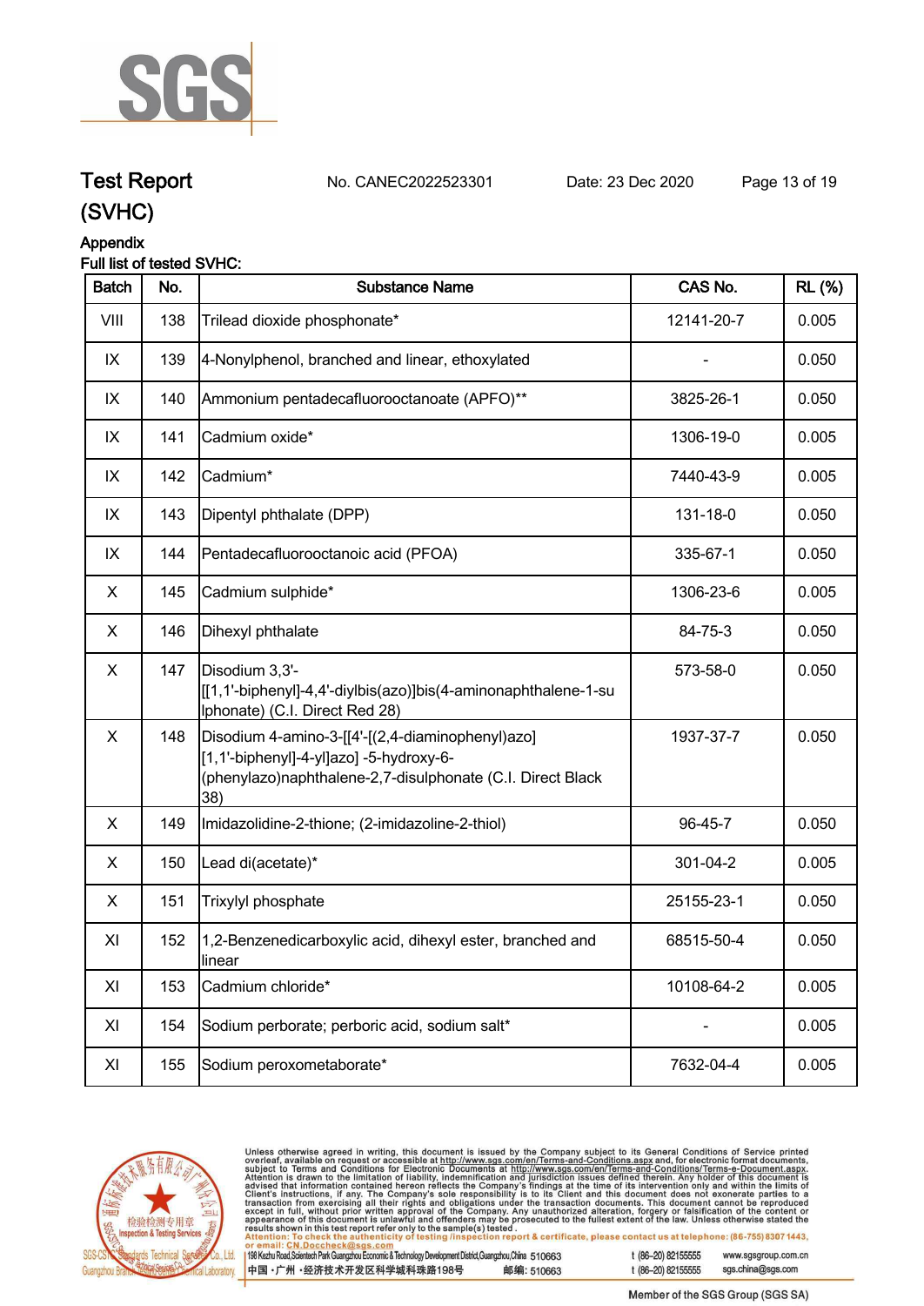# Test Report (SVHC)

No. CANEC2022523301 Date: 23 Dec 2020

## Appendix

Full list of tested SVHC:

| Batch | No. | Substance Name | CAS No. | RL (%) |
|---|---|---|---|---|
| VIII | 138 | Trilead dioxide phosphonate* | 12141-20-7 | 0.005 |
| IX | 139 | 4-Nonylphenol, branched and linear, ethoxylated | - | 0.050 |
| IX | 140 | Ammonium pentadecafluorooctanoate (APFO)** | 3825-26-1 | 0.050 |
| IX | 141 | Cadmium oxide* | 1306-19-0 | 0.005 |
| IX | 142 | Cadmium* | 7440-43-9 | 0.005 |
| IX | 143 | Dipentyl phthalate (DPP) | 131-18-0 | 0.050 |
| IX | 144 | Pentadecafluorooctanoic acid (PFOA) | 335-67-1 | 0.050 |
| X | 145 | Cadmium sulphide* | 1306-23-6 | 0.005 |
| X | 146 | Dihexyl phthalate | 84-75-3 | 0.050 |
| X | 147 | Disodium 3,3'-[[1,1'-biphenyl]-4,4'-diylbis(azo)]bis(4-aminonaphthalene-1-sulphonate) (C.I. Direct Red 28) | 573-58-0 | 0.050 |
| X | 148 | Disodium 4-amino-3-[[4'-[(2,4-diaminophenyl)azo][1,1'-biphenyl]-4-yl]azo] -5-hydroxy-6-(phenylazo)naphthalene-2,7-disulphonate (C.I. Direct Black 38) | 1937-37-7 | 0.050 |
| X | 149 | Imidazolidine-2-thione; (2-imidazoline-2-thiol) | 96-45-7 | 0.050 |
| X | 150 | Lead di(acetate)* | 301-04-2 | 0.005 |
| X | 151 | Trixylyl phosphate | 25155-23-1 | 0.050 |
| XI | 152 | 1,2-Benzenedicarboxylic acid, dihexyl ester, branched and linear | 68515-50-4 | 0.050 |
| XI | 153 | Cadmium chloride* | 10108-64-2 | 0.005 |
| XI | 154 | Sodium perborate; perboric acid, sodium salt* | - | 0.005 |
| XI | 155 | Sodium peroxometaborate* | 7632-04-4 | 0.005 |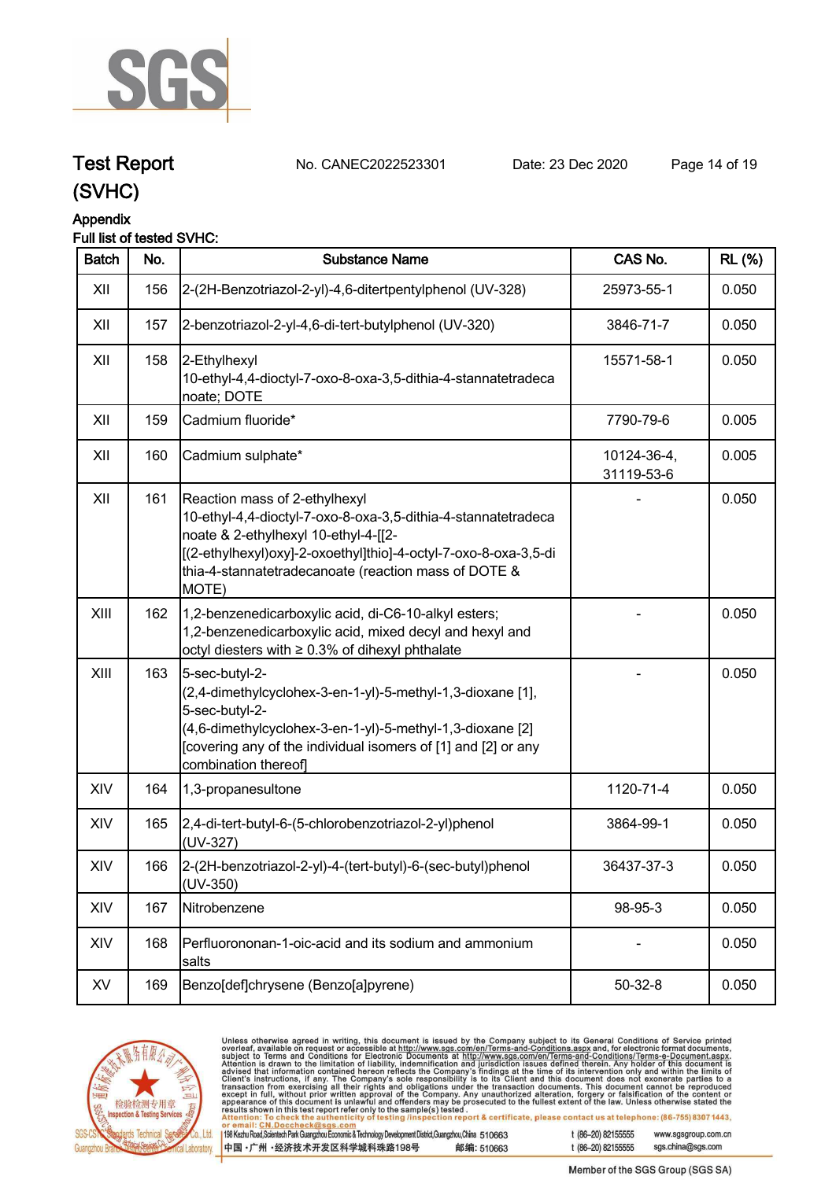# Test Report (SVHC)

No. CANEC2022523301 Date: 23 Dec 2020

## Appendix

Full list of tested SVHC:

| Batch | No. | Substance Name | CAS No. | RL (%) |
|---|---|---|---|---|
| XII | 156 | 2-(2H-Benzotriazol-2-yl)-4,6-ditertpentylphenol (UV-328) | 25973-55-1 | 0.050 |
| XII | 157 | 2-benzotriazol-2-yl-4,6-di-tert-butylphenol (UV-320) | 3846-71-7 | 0.050 |
| XII | 158 | 2-Ethylhexyl 10-ethyl-4,4-dioctyl-7-oxo-8-oxa-3,5-dithia-4-stannatetradecanoate; DOTE | 15571-58-1 | 0.050 |
| XII | 159 | Cadmium fluoride* | 7790-79-6 | 0.005 |
| XII | 160 | Cadmium sulphate* | 10124-36-4, 31119-53-6 | 0.005 |
| XII | 161 | Reaction mass of 2-ethylhexyl 10-ethyl-4,4-dioctyl-7-oxo-8-oxa-3,5-dithia-4-stannatetradecanoate & 2-ethylhexyl 10-ethyl-4-[[2-[(2-ethylhexyl)oxy]-2-oxoethyl]thio]-4-octyl-7-oxo-8-oxa-3,5-dithia-4-stannatetradecanoate (reaction mass of DOTE & MOTE) | - | 0.050 |
| XIII | 162 | 1,2-benzenedicarboxylic acid, di-C6-10-alkyl esters; 1,2-benzenedicarboxylic acid, mixed decyl and hexyl and octyl diesters with ≥ 0.3% of dihexyl phthalate | - | 0.050 |
| XIII | 163 | 5-sec-butyl-2-(2,4-dimethylcyclohex-3-en-1-yl)-5-methyl-1,3-dioxane [1], 5-sec-butyl-2-(4,6-dimethylcyclohex-3-en-1-yl)-5-methyl-1,3-dioxane [2] [covering any of the individual isomers of [1] and [2] or any combination thereof] | - | 0.050 |
| XIV | 164 | 1,3-propanesultone | 1120-71-4 | 0.050 |
| XIV | 165 | 2,4-di-tert-butyl-6-(5-chlorobenzotriazol-2-yl)phenol (UV-327) | 3864-99-1 | 0.050 |
| XIV | 166 | 2-(2H-benzotriazol-2-yl)-4-(tert-butyl)-6-(sec-butyl)phenol (UV-350) | 36437-37-3 | 0.050 |
| XIV | 167 | Nitrobenzene | 98-95-3 | 0.050 |
| XIV | 168 | Perfluorononan-1-oic-acid and its sodium and ammonium salts | - | 0.050 |
| XV | 169 | Benzo[def]chrysene (Benzo[a]pyrene) | 50-32-8 | 0.050 |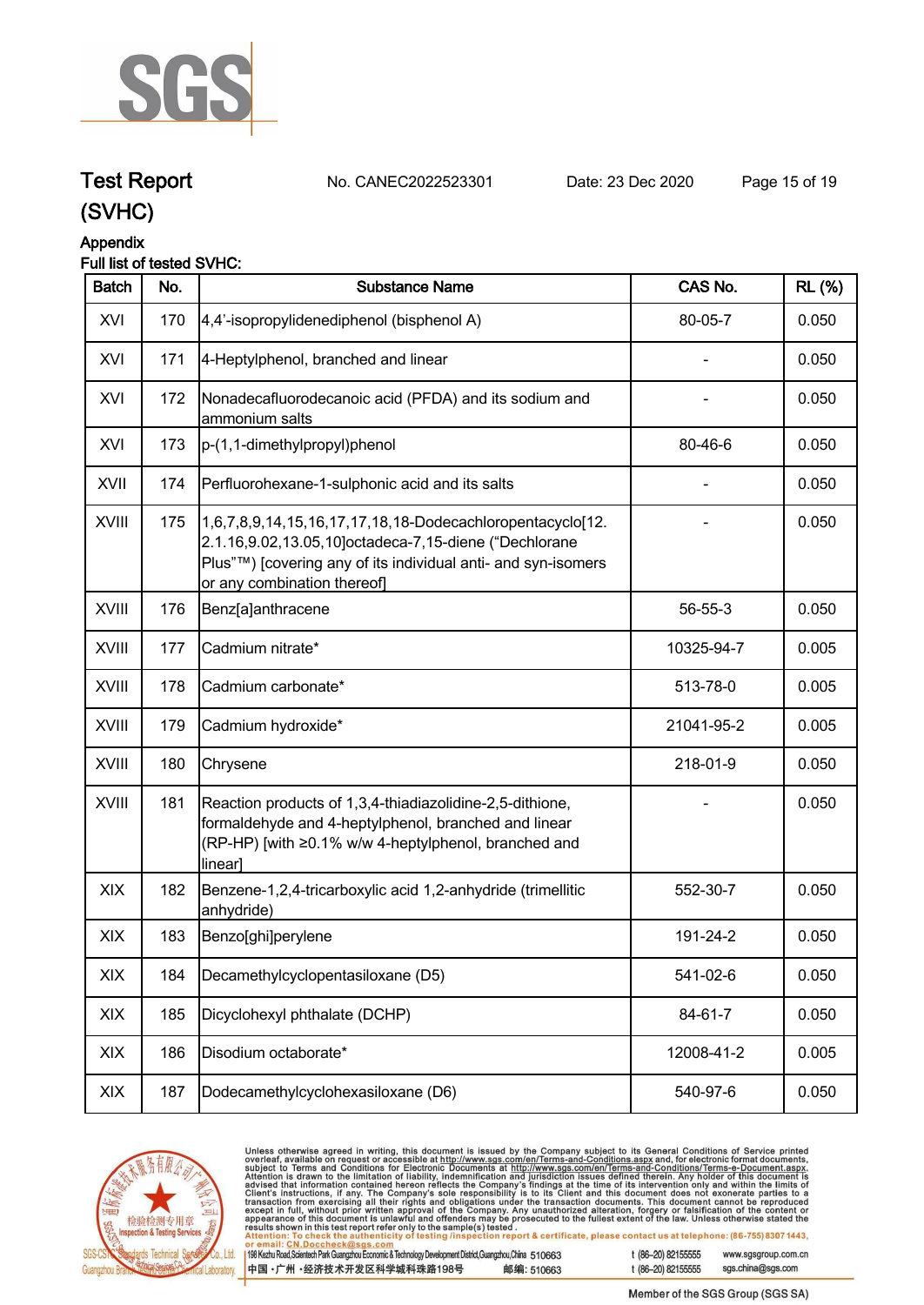Appendix

Full list of tested SVHC:

| Batch | No. | Substance Name | CAS No. | RL (%) |
|---|---|---|---|---|
| XVI | 170 | 4,4'-isopropylidenediphenol (bisphenol A) | 80-05-7 | 0.050 |
| XVI | 171 | 4-Heptylphenol, branched and linear | - | 0.050 |
| XVI | 172 | Nonadecafluorodecanoic acid (PFDA) and its sodium and ammonium salts | - | 0.050 |
| XVI | 173 | p-(1,1-dimethylpropyl)phenol | 80-46-6 | 0.050 |
| XVII | 174 | Perfluorohexane-1-sulphonic acid and its salts | - | 0.050 |
| XVIII | 175 | 1,6,7,8,9,14,15,16,17,17,18,18-Dodecachloropentacyclo[12.2.1.16,9.02,13.05,10]octadeca-7,15-diene ("Dechlorane Plus"™) [covering any of its individual anti- and syn-isomers or any combination thereof] | - | 0.050 |
| XVIII | 176 | Benz[a]anthracene | 56-55-3 | 0.050 |
| XVIII | 177 | Cadmium nitrate* | 10325-94-7 | 0.005 |
| XVIII | 178 | Cadmium carbonate* | 513-78-0 | 0.005 |
| XVIII | 179 | Cadmium hydroxide* | 21041-95-2 | 0.005 |
| XVIII | 180 | Chrysene | 218-01-9 | 0.050 |
| XVIII | 181 | Reaction products of 1,3,4-thiadiazolidine-2,5-dithione, formaldehyde and 4-heptylphenol, branched and linear (RP-HP) [with ≥0.1% w/w 4-heptylphenol, branched and linear] | - | 0.050 |
| XIX | 182 | Benzene-1,2,4-tricarboxylic acid 1,2-anhydride (trimellitic anhydride) | 552-30-7 | 0.050 |
| XIX | 183 | Benzo[ghi]perylene | 191-24-2 | 0.050 |
| XIX | 184 | Decamethylcyclopentasiloxane (D5) | 541-02-6 | 0.050 |
| XIX | 185 | Dicyclohexyl phthalate (DCHP) | 84-61-7 | 0.050 |
| XIX | 186 | Disodium octaborate* | 12008-41-2 | 0.005 |
| XIX | 187 | Dodecamethylcyclohexasiloxane (D6) | 540-97-6 | 0.050 |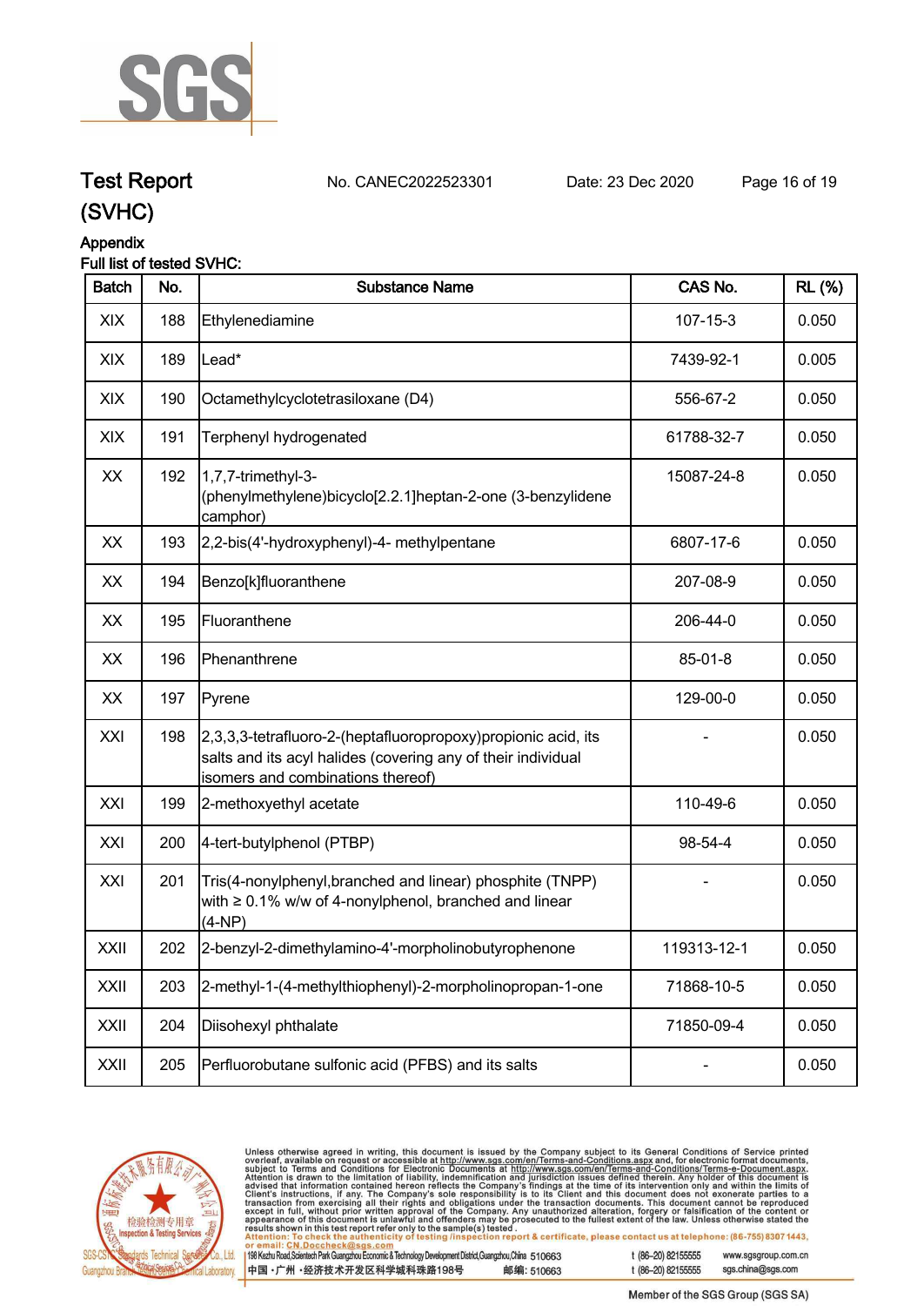## Appendix

**Full list of tested SVHC:**

| Batch | No. | Substance Name | CAS No. | RL (%) |
|---|---|---|---|---|
| XIX | 188 | Ethylenediamine | 107-15-3 | 0.050 |
| XIX | 189 | Lead* | 7439-92-1 | 0.005 |
| XIX | 190 | Octamethylcyclotetrasiloxane (D4) | 556-67-2 | 0.050 |
| XIX | 191 | Terphenyl hydrogenated | 61788-32-7 | 0.050 |
| XX | 192 | 1,7,7-trimethyl-3-(phenylmethylene)bicyclo[2.2.1]heptan-2-one (3-benzylidene camphor) | 15087-24-8 | 0.050 |
| XX | 193 | 2,2-bis(4'-hydroxyphenyl)-4- methylpentane | 6807-17-6 | 0.050 |
| XX | 194 | Benzo[k]fluoranthene | 207-08-9 | 0.050 |
| XX | 195 | Fluoranthene | 206-44-0 | 0.050 |
| XX | 196 | Phenanthrene | 85-01-8 | 0.050 |
| XX | 197 | Pyrene | 129-00-0 | 0.050 |
| XXI | 198 | 2,3,3,3-tetrafluoro-2-(heptafluoropropoxy)propionic acid, its salts and its acyl halides (covering any of their individual isomers and combinations thereof) | - | 0.050 |
| XXI | 199 | 2-methoxyethyl acetate | 110-49-6 | 0.050 |
| XXI | 200 | 4-tert-butylphenol (PTBP) | 98-54-4 | 0.050 |
| XXI | 201 | Tris(4-nonylphenyl,branched and linear) phosphite (TNPP) with ≥ 0.1% w/w of 4-nonylphenol, branched and linear (4-NP) | - | 0.050 |
| XXII | 202 | 2-benzyl-2-dimethylamino-4'-morpholinobutyrophenone | 119313-12-1 | 0.050 |
| XXII | 203 | 2-methyl-1-(4-methylthiophenyl)-2-morpholinopropan-1-one | 71868-10-5 | 0.050 |
| XXII | 204 | Diisohexyl phthalate | 71850-09-4 | 0.050 |
| XXII | 205 | Perfluorobutane sulfonic acid (PFBS) and its salts | - | 0.050 |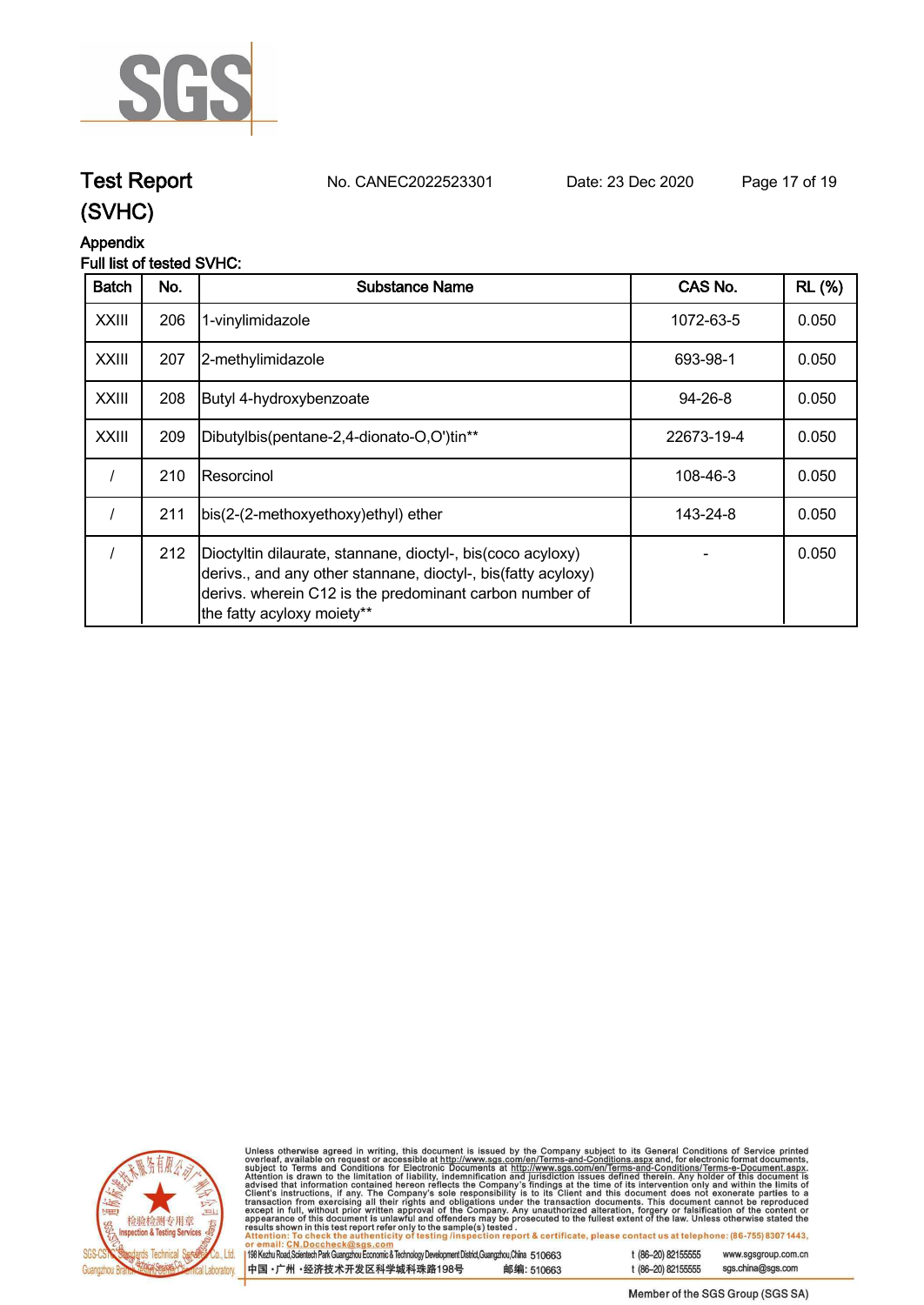Test Report (SVHC)

No. CANEC2022523301 Date: 23 Dec 2020

Appendix

Full list of tested SVHC:

| Batch | No. | Substance Name | CAS No. | RL (%) |
|---|---|---|---|---|
| XXIII | 206 | 1-vinylimidazole | 1072-63-5 | 0.050 |
| XXIII | 207 | 2-methylimidazole | 693-98-1 | 0.050 |
| XXIII | 208 | Butyl 4-hydroxybenzoate | 94-26-8 | 0.050 |
| XXIII | 209 | Dibutylbis(pentane-2,4-dionato-O,O')tin** | 22673-19-4 | 0.050 |
| / | 210 | Resorcinol | 108-46-3 | 0.050 |
| / | 211 | bis(2-(2-methoxyethoxy)ethyl) ether | 143-24-8 | 0.050 |
| / | 212 | Dioctyltin dilaurate, stannane, dioctyl-, bis(coco acyloxy) derivs., and any other stannane, dioctyl-, bis(fatty acyloxy) derivs. wherein C12 is the predominant carbon number of the fatty acyloxy moiety** | - | 0.050 |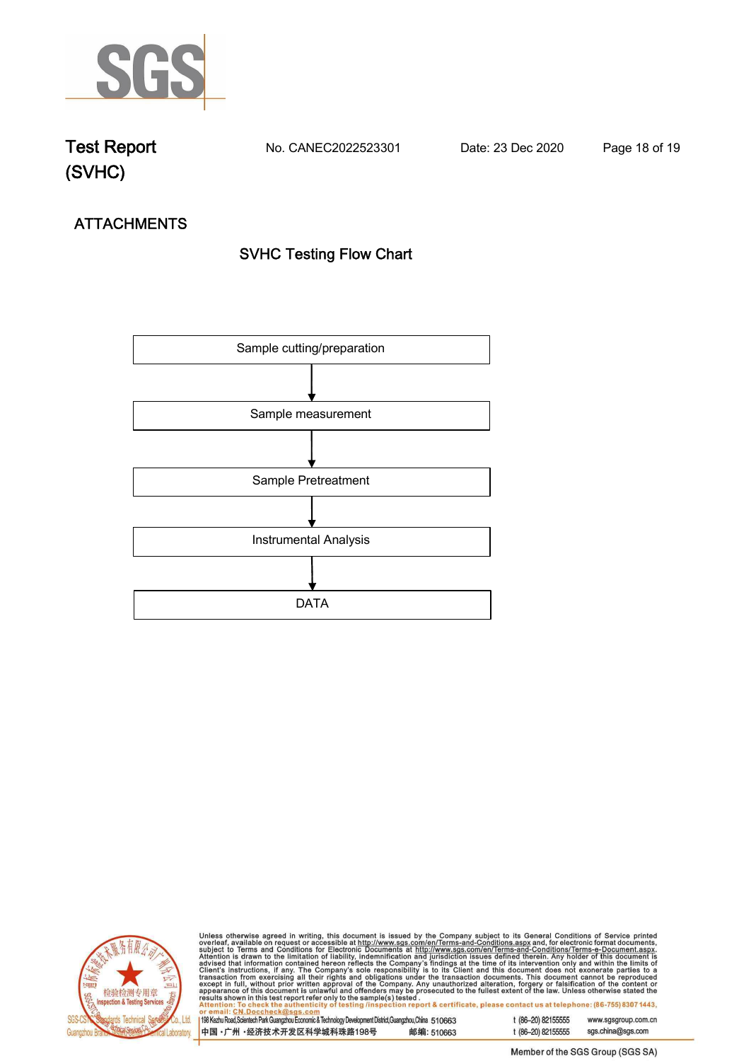## ATTACHMENTS

### SVHC Testing Flow Chart

Sample cutting/preparation

↓

Sample measurement

↓

Sample Pretreatment

↓

Instrumental Analysis

↓

DATA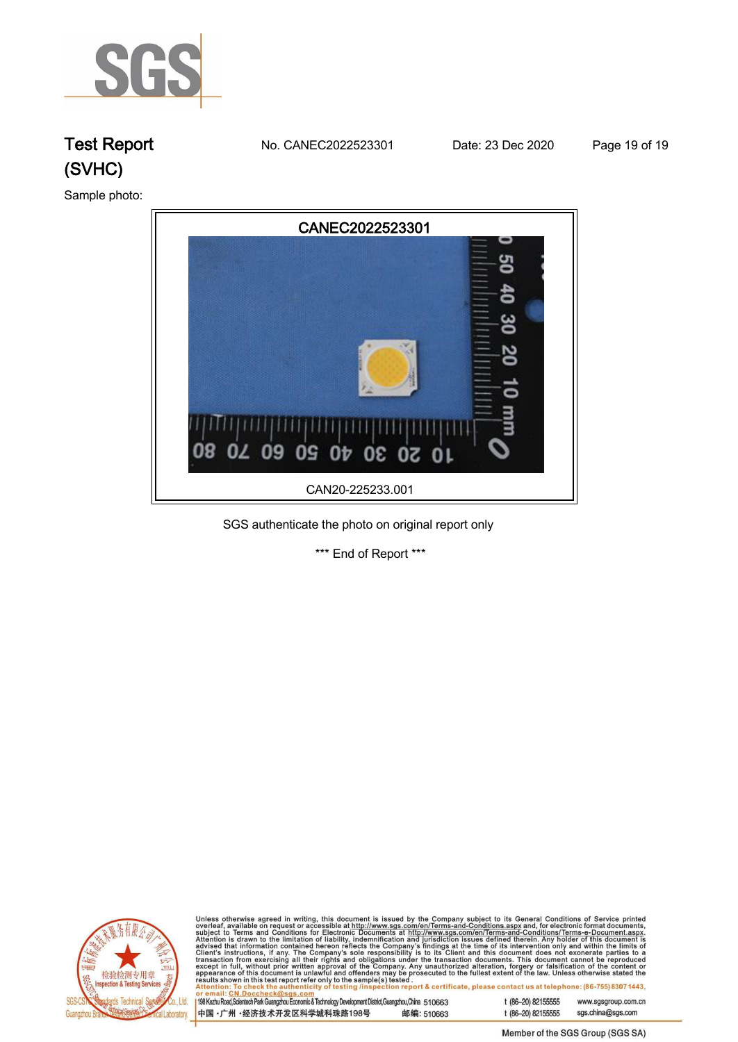# Test Report (SVHC)

No. CANEC2022523301 Date: 23 Dec 2020

Sample photo:

CANEC2022523301

CAN20-225233.001

SGS authenticate the photo on original report only

*** End of Report ***

Unless otherwise agreed in writing, this document is issued by the Company subject to its General Conditions of Service printed overleaf, available on request or accessible at http://www.sgs.com/en/Terms-and-Conditions.aspx and, for electronic format documents, subject to Terms and Conditions for Electronic Documents at http://www.sgs.com/en/Terms-and-Conditions/Terms-e-Document.aspx. Attention is drawn to the limitation of liability, indemnification and jurisdiction issues defined therein. Any holder of this document is advised that information contained hereon reflects the Company's findings at the time of its intervention only and within the limits of Client's instructions, if any. The Company's sole responsibility is to its Client and this document does not exonerate parties to a transaction from exercising all their rights and obligations under the transaction documents. This document cannot be reproduced except in full, without prior written approval of the Company. Any unauthorized alteration, forgery or falsification of the content or appearance of this document is unlawful and offenders may be prosecuted to the fullest extent of the law. Unless otherwise stated the results shown in this test report refer only to the sample(s) tested.

Attention: To check the authenticity of testing /inspection report & certificate, please contact us at telephone: (86-755) 8307 1443, or email: CN.Doccheck@sgs.com

198 Kezhu Road,Scientech Park Guangzhou Economic & Technology Development District,Guangzhou,China 510663 t (86-20) 82155555 www.sgsgroup.com.cn

中国・广州・经济技术开发区科学城科珠路198号 邮编: 510663 t (86-20) 82155555 sgs.china@sgs.com

Member of the SGS Group (SGS SA)